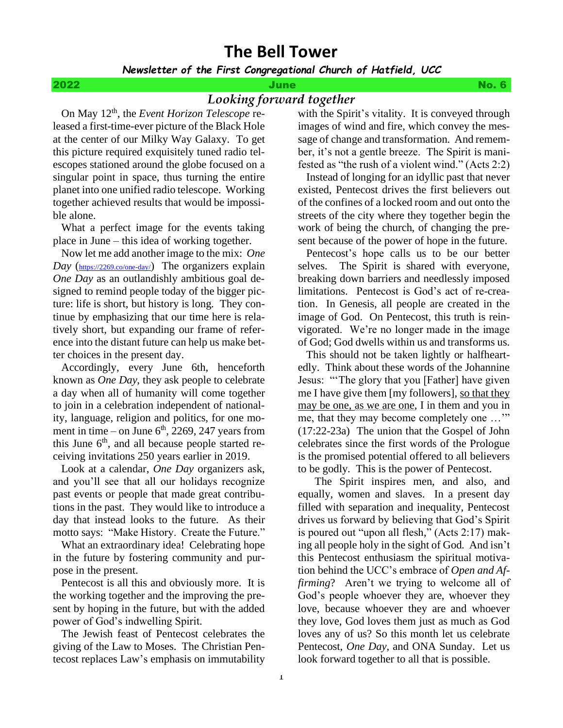# The Bell Tower

***Newsletter of the First Congregational Church of Hatfield, UCC***

**2022 — June — No. 6**

## *Looking forward together*

On May 12th, the *Event Horizon Telescope* released a first-time-ever picture of the Black Hole at the center of our Milky Way Galaxy. To get this picture required exquisitely tuned radio telescopes stationed around the globe focused on a singular point in space, thus turning the entire planet into one unified radio telescope. Working together achieved results that would be impossible alone.

What a perfect image for the events taking place in June – this idea of working together.

Now let me add another image to the mix: *One Day* (https://2269.co/one-day/) The organizers explain *One Day* as an outlandishly ambitious goal designed to remind people today of the bigger picture: life is short, but history is long. They continue by emphasizing that our time here is relatively short, but expanding our frame of reference into the distant future can help us make better choices in the present day.

Accordingly, every June 6th, henceforth known as *One Day*, they ask people to celebrate a day when all of humanity will come together to join in a celebration independent of nationality, language, religion and politics, for one moment in time – on June 6th, 2269, 247 years from this June 6th, and all because people started receiving invitations 250 years earlier in 2019.

Look at a calendar, *One Day* organizers ask, and you'll see that all our holidays recognize past events or people that made great contributions in the past. They would like to introduce a day that instead looks to the future. As their motto says: "Make History. Create the Future."

What an extraordinary idea! Celebrating hope in the future by fostering community and purpose in the present.

Pentecost is all this and obviously more. It is the working together and the improving the present by hoping in the future, but with the added power of God's indwelling Spirit.

The Jewish feast of Pentecost celebrates the giving of the Law to Moses. The Christian Pentecost replaces Law's emphasis on immutability with the Spirit's vitality. It is conveyed through images of wind and fire, which convey the message of change and transformation. And remember, it's not a gentle breeze. The Spirit is manifested as "the rush of a violent wind." (Acts 2:2)

Instead of longing for an idyllic past that never existed, Pentecost drives the first believers out of the confines of a locked room and out onto the streets of the city where they together begin the work of being the church, of changing the present because of the power of hope in the future.

Pentecost's hope calls us to be our better selves. The Spirit is shared with everyone, breaking down barriers and needlessly imposed limitations. Pentecost is God's act of re-creation. In Genesis, all people are created in the image of God. On Pentecost, this truth is reinvigorated. We're no longer made in the image of God; God dwells within us and transforms us.

This should not be taken lightly or halfheartedly. Think about these words of the Johannine Jesus: "'The glory that you [Father] have given me I have give them [my followers], <u>so that they may be one, as we are one</u>, I in them and you in me, that they may become completely one …'" (17:22-23a) The union that the Gospel of John celebrates since the first words of the Prologue is the promised potential offered to all believers to be godly. This is the power of Pentecost.

The Spirit inspires men, and also, and equally, women and slaves. In a present day filled with separation and inequality, Pentecost drives us forward by believing that God's Spirit is poured out "upon all flesh," (Acts 2:17) making all people holy in the sight of God. And isn't this Pentecost enthusiasm the spiritual motivation behind the UCC's embrace of *Open and Affirming*? Aren't we trying to welcome all of God's people whoever they are, whoever they love, because whoever they are and whoever they love, God loves them just as much as God loves any of us? So this month let us celebrate Pentecost, *One Day*, and ONA Sunday. Let us look forward together to all that is possible.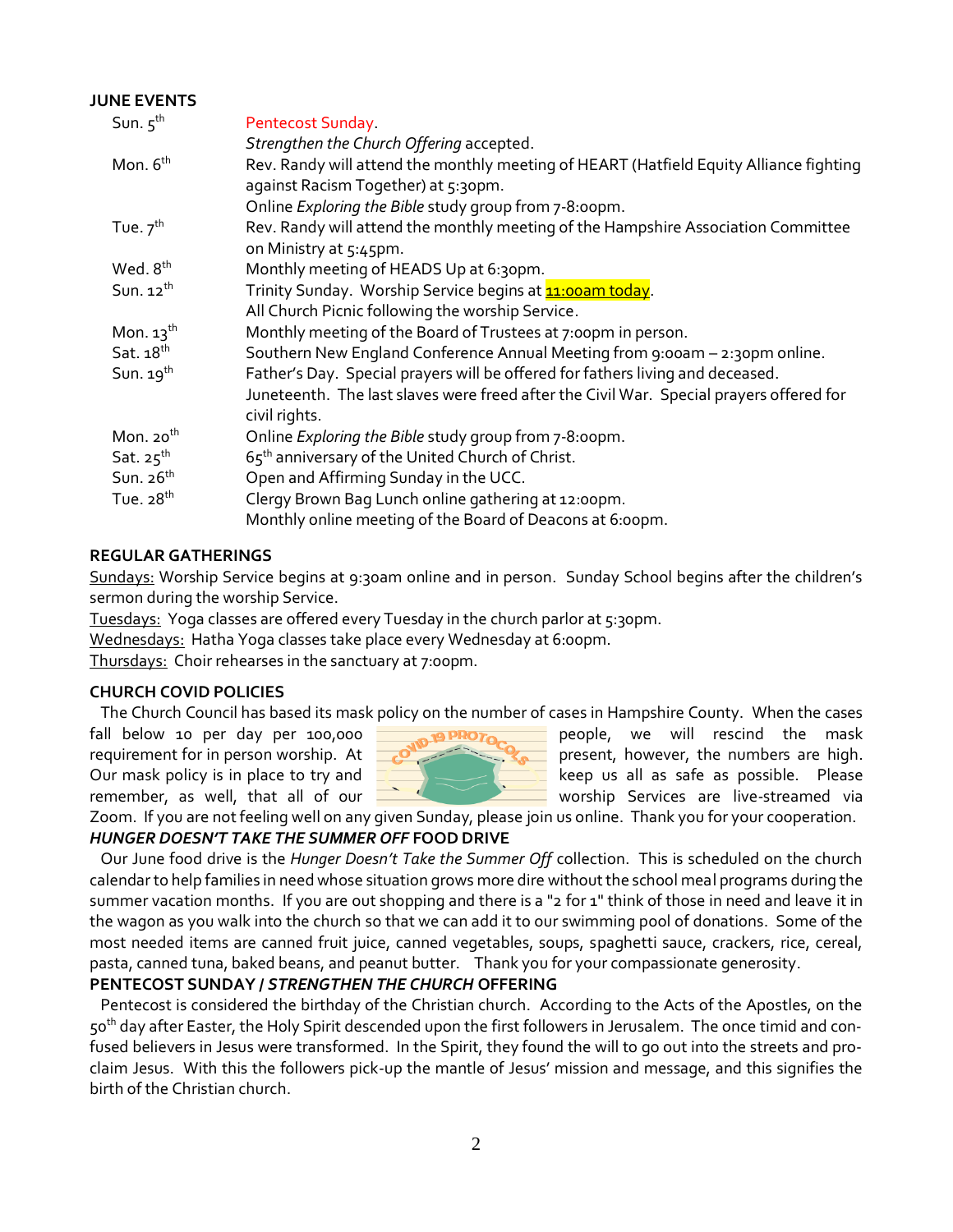## JUNE EVENTS

| | |
|---|---|
| Sun. 5th | Pentecost Sunday. |
| | *Strengthen the Church Offering* accepted. |
| Mon. 6th | Rev. Randy will attend the monthly meeting of HEART (Hatfield Equity Alliance fighting against Racism Together) at 5:30pm. |
| | Online *Exploring the Bible* study group from 7-8:00pm. |
| Tue. 7th | Rev. Randy will attend the monthly meeting of the Hampshire Association Committee on Ministry at 5:45pm. |
| Wed. 8th | Monthly meeting of HEADS Up at 6:30pm. |
| Sun. 12th | Trinity Sunday. Worship Service begins at 11:00am today. |
| | All Church Picnic following the worship Service. |
| Mon. 13th | Monthly meeting of the Board of Trustees at 7:00pm in person. |
| Sat. 18th | Southern New England Conference Annual Meeting from 9:00am – 2:30pm online. |
| Sun. 19th | Father's Day. Special prayers will be offered for fathers living and deceased. |
| | Juneteenth. The last slaves were freed after the Civil War. Special prayers offered for civil rights. |
| Mon. 20th | Online *Exploring the Bible* study group from 7-8:00pm. |
| Sat. 25th | 65th anniversary of the United Church of Christ. |
| Sun. 26th | Open and Affirming Sunday in the UCC. |
| Tue. 28th | Clergy Brown Bag Lunch online gathering at 12:00pm. |
| | Monthly online meeting of the Board of Deacons at 6:00pm. |

## REGULAR GATHERINGS

Sundays: Worship Service begins at 9:30am online and in person. Sunday School begins after the children's sermon during the worship Service.

Tuesdays: Yoga classes are offered every Tuesday in the church parlor at 5:30pm.

Wednesdays: Hatha Yoga classes take place every Wednesday at 6:00pm.

Thursdays: Choir rehearses in the sanctuary at 7:00pm.

## CHURCH COVID POLICIES

The Church Council has based its mask policy on the number of cases in Hampshire County. When the cases fall below 10 per day per 100,000 people, we will rescind the mask requirement for in person worship. At present, however, the numbers are high. Our mask policy is in place to try and keep us all as safe as possible. Please remember, as well, that all of our worship Services are live-streamed via Zoom. If you are not feeling well on any given Sunday, please join us online. Thank you for your cooperation.

## *HUNGER DOESN'T TAKE THE SUMMER OFF* FOOD DRIVE

Our June food drive is the *Hunger Doesn't Take the Summer Off* collection. This is scheduled on the church calendar to help families in need whose situation grows more dire without the school meal programs during the summer vacation months. If you are out shopping and there is a "2 for 1" think of those in need and leave it in the wagon as you walk into the church so that we can add it to our swimming pool of donations. Some of the most needed items are canned fruit juice, canned vegetables, soups, spaghetti sauce, crackers, rice, cereal, pasta, canned tuna, baked beans, and peanut butter. Thank you for your compassionate generosity.

## PENTECOST SUNDAY / *STRENGTHEN THE CHURCH* OFFERING

Pentecost is considered the birthday of the Christian church. According to the Acts of the Apostles, on the 50th day after Easter, the Holy Spirit descended upon the first followers in Jerusalem. The once timid and confused believers in Jesus were transformed. In the Spirit, they found the will to go out into the streets and proclaim Jesus. With this the followers pick-up the mantle of Jesus' mission and message, and this signifies the birth of the Christian church.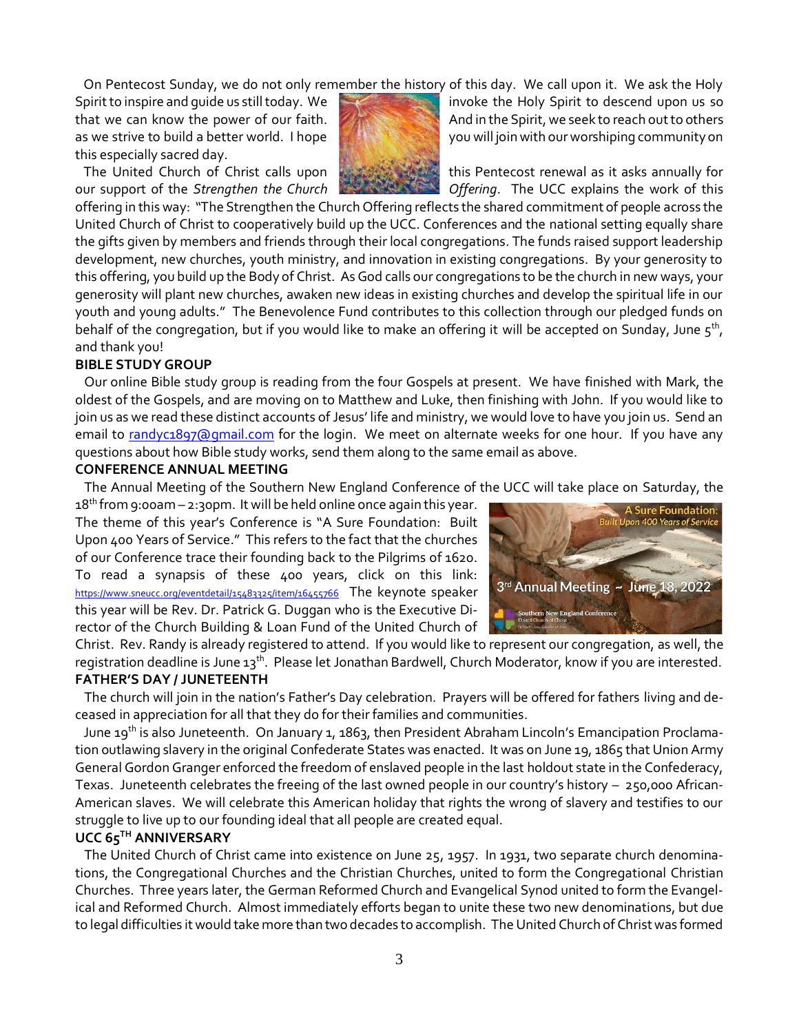On Pentecost Sunday, we do not only remember the history of this day. We call upon it. We ask the Holy Spirit to inspire and guide us still today. We invoke the Holy Spirit to descend upon us so that we can know the power of our faith. And in the Spirit, we seek to reach out to others as we strive to build a better world. I hope you will join with our worshiping community on this especially sacred day.

The United Church of Christ calls upon this Pentecost renewal as it asks annually for our support of the *Strengthen the Church Offering*. The UCC explains the work of this offering in this way: "The Strengthen the Church Offering reflects the shared commitment of people across the United Church of Christ to cooperatively build up the UCC. Conferences and the national setting equally share the gifts given by members and friends through their local congregations. The funds raised support leadership development, new churches, youth ministry, and innovation in existing congregations. By your generosity to this offering, you build up the Body of Christ. As God calls our congregations to be the church in new ways, your generosity will plant new churches, awaken new ideas in existing churches and develop the spiritual life in our youth and young adults." The Benevolence Fund contributes to this collection through our pledged funds on behalf of the congregation, but if you would like to make an offering it will be accepted on Sunday, June 5th, and thank you!

**BIBLE STUDY GROUP**

Our online Bible study group is reading from the four Gospels at present. We have finished with Mark, the oldest of the Gospels, and are moving on to Matthew and Luke, then finishing with John. If you would like to join us as we read these distinct accounts of Jesus' life and ministry, we would love to have you join us. Send an email to randyc1897@gmail.com for the login. We meet on alternate weeks for one hour. If you have any questions about how Bible study works, send them along to the same email as above.

**CONFERENCE ANNUAL MEETING**

The Annual Meeting of the Southern New England Conference of the UCC will take place on Saturday, the 18th from 9:00am – 2:30pm. It will be held online once again this year. The theme of this year's Conference is "A Sure Foundation: Built Upon 400 Years of Service." This refers to the fact that the churches of our Conference trace their founding back to the Pilgrims of 1620. To read a synapsis of these 400 years, click on this link: https://www.sneucc.org/eventdetail/15483325/item/16455766 The keynote speaker this year will be Rev. Dr. Patrick G. Duggan who is the Executive Director of the Church Building & Loan Fund of the United Church of Christ. Rev. Randy is already registered to attend. If you would like to represent our congregation, as well, the registration deadline is June 13th. Please let Jonathan Bardwell, Church Moderator, know if you are interested.

**FATHER'S DAY / JUNETEENTH**

The church will join in the nation's Father's Day celebration. Prayers will be offered for fathers living and deceased in appreciation for all that they do for their families and communities.

June 19th is also Juneteenth. On January 1, 1863, then President Abraham Lincoln's Emancipation Proclamation outlawing slavery in the original Confederate States was enacted. It was on June 19, 1865 that Union Army General Gordon Granger enforced the freedom of enslaved people in the last holdout state in the Confederacy, Texas. Juneteenth celebrates the freeing of the last owned people in our country's history – 250,000 African-American slaves. We will celebrate this American holiday that rights the wrong of slavery and testifies to our struggle to live up to our founding ideal that all people are created equal.

**UCC 65TH ANNIVERSARY**

The United Church of Christ came into existence on June 25, 1957. In 1931, two separate church denominations, the Congregational Churches and the Christian Churches, united to form the Congregational Christian Churches. Three years later, the German Reformed Church and Evangelical Synod united to form the Evangelical and Reformed Church. Almost immediately efforts began to unite these two new denominations, but due to legal difficulties it would take more than two decades to accomplish. The United Church of Christ was formed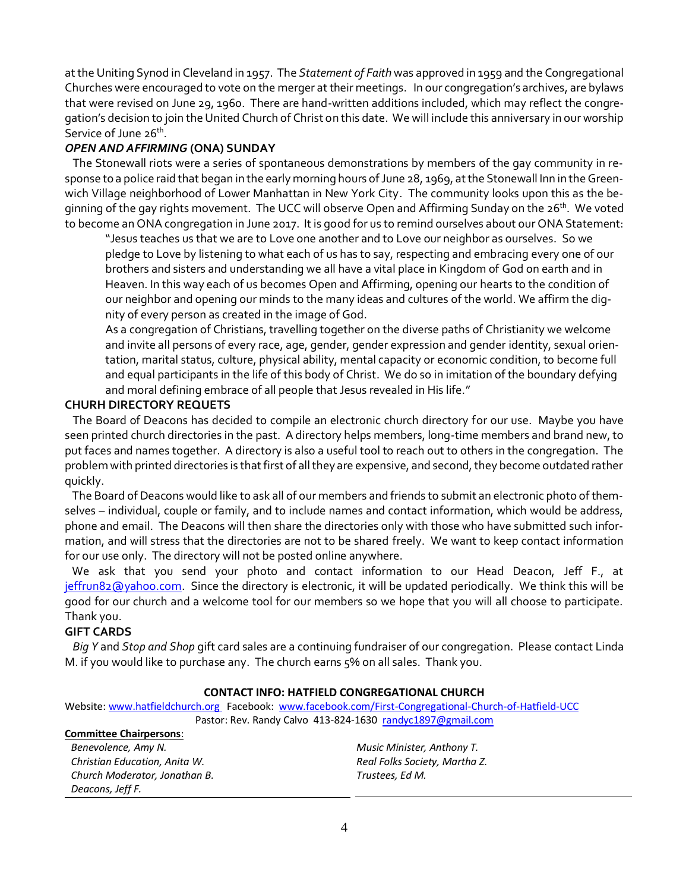at the Uniting Synod in Cleveland in 1957. The *Statement of Faith* was approved in 1959 and the Congregational Churches were encouraged to vote on the merger at their meetings. In our congregation's archives, are bylaws that were revised on June 29, 1960. There are hand-written additions included, which may reflect the congregation's decision to join the United Church of Christ on this date. We will include this anniversary in our worship Service of June 26th.

### *OPEN AND AFFIRMING* (ONA) SUNDAY

The Stonewall riots were a series of spontaneous demonstrations by members of the gay community in response to a police raid that began in the early morning hours of June 28, 1969, at the Stonewall Inn in the Greenwich Village neighborhood of Lower Manhattan in New York City. The community looks upon this as the beginning of the gay rights movement. The UCC will observe Open and Affirming Sunday on the 26th. We voted to become an ONA congregation in June 2017. It is good for us to remind ourselves about our ONA Statement:

> "Jesus teaches us that we are to Love one another and to Love our neighbor as ourselves. So we pledge to Love by listening to what each of us has to say, respecting and embracing every one of our brothers and sisters and understanding we all have a vital place in Kingdom of God on earth and in Heaven. In this way each of us becomes Open and Affirming, opening our hearts to the condition of our neighbor and opening our minds to the many ideas and cultures of the world. We affirm the dignity of every person as created in the image of God.
>
> As a congregation of Christians, travelling together on the diverse paths of Christianity we welcome and invite all persons of every race, age, gender, gender expression and gender identity, sexual orientation, marital status, culture, physical ability, mental capacity or economic condition, to become full and equal participants in the life of this body of Christ. We do so in imitation of the boundary defying and moral defining embrace of all people that Jesus revealed in His life."

### CHURH DIRECTORY REQUETS

The Board of Deacons has decided to compile an electronic church directory for our use. Maybe you have seen printed church directories in the past. A directory helps members, long-time members and brand new, to put faces and names together. A directory is also a useful tool to reach out to others in the congregation. The problem with printed directories is that first of all they are expensive, and second, they become outdated rather quickly.

The Board of Deacons would like to ask all of our members and friends to submit an electronic photo of themselves – individual, couple or family, and to include names and contact information, which would be address, phone and email. The Deacons will then share the directories only with those who have submitted such information, and will stress that the directories are not to be shared freely. We want to keep contact information for our use only. The directory will not be posted online anywhere.

We ask that you send your photo and contact information to our Head Deacon, Jeff F., at jeffrun82@yahoo.com. Since the directory is electronic, it will be updated periodically. We think this will be good for our church and a welcome tool for our members so we hope that you will all choose to participate. Thank you.

### GIFT CARDS

*Big Y* and *Stop and Shop* gift card sales are a continuing fundraiser of our congregation. Please contact Linda M. if you would like to purchase any. The church earns 5% on all sales. Thank you.

---

**CONTACT INFO: HATFIELD CONGREGATIONAL CHURCH**

Website: www.hatfieldchurch.org Facebook: www.facebook.com/First-Congregational-Church-of-Hatfield-UCC

Pastor: Rev. Randy Calvo 413-824-1630 randyc1897@gmail.com

**Committee Chairpersons**:

*Benevolence, Amy N.*
*Christian Education, Anita W.*
*Church Moderator, Jonathan B.*
*Deacons, Jeff F.*
*Music Minister, Anthony T.*
*Real Folks Society, Martha Z.*
*Trustees, Ed M.*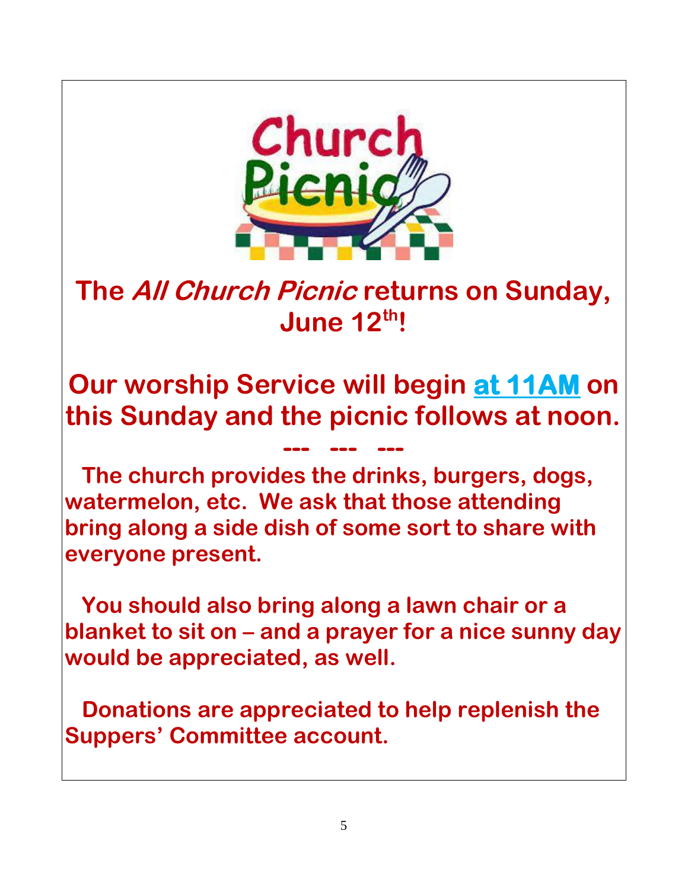## The *All Church Picnic* returns on Sunday, June 12th!

## Our worship Service will begin at 11AM on this Sunday and the picnic follows at noon.

--- --- ---

**The church provides the drinks, burgers, dogs, watermelon, etc. We ask that those attending bring along a side dish of some sort to share with everyone present.**

**You should also bring along a lawn chair or a blanket to sit on – and a prayer for a nice sunny day would be appreciated, as well.**

**Donations are appreciated to help replenish the Suppers' Committee account.**